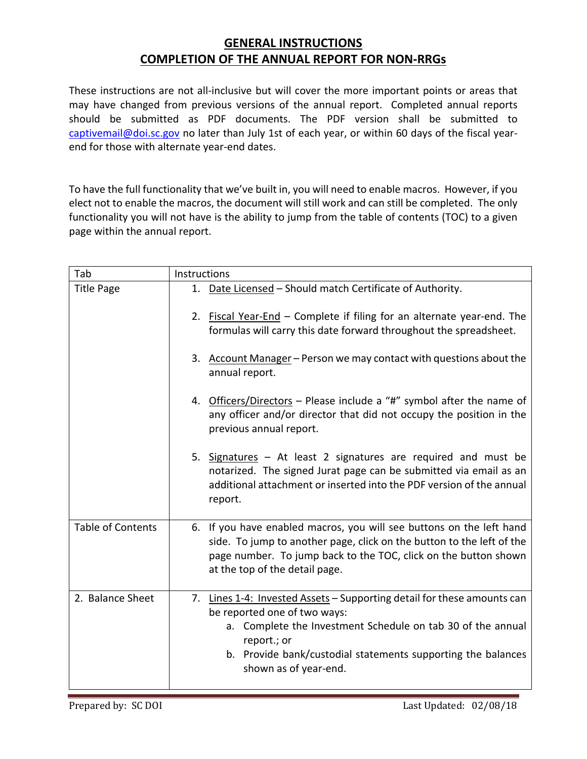# GENERAL INSTRUCTIONS
# COMPLETION OF THE ANNUAL REPORT FOR NON-RRGs

These instructions are not all-inclusive but will cover the more important points or areas that may have changed from previous versions of the annual report. Completed annual reports should be submitted as PDF documents. The PDF version shall be submitted to captivemail@doi.sc.gov no later than July 1st of each year, or within 60 days of the fiscal year-end for those with alternate year-end dates.

To have the full functionality that we've built in, you will need to enable macros. However, if you elect not to enable the macros, the document will still work and can still be completed. The only functionality you will not have is the ability to jump from the table of contents (TOC) to a given page within the annual report.

| Tab | Instructions |
|---|---|
| Title Page | 1. <u>Date Licensed</u> – Should match Certificate of Authority.<br><br>2. <u>Fiscal Year-End</u> – Complete if filing for an alternate year-end. The formulas will carry this date forward throughout the spreadsheet.<br><br>3. <u>Account Manager</u> – Person we may contact with questions about the annual report.<br><br>4. <u>Officers/Directors</u> – Please include a "#" symbol after the name of any officer and/or director that did not occupy the position in the previous annual report.<br><br>5. <u>Signatures</u> – At least 2 signatures are required and must be notarized. The signed Jurat page can be submitted via email as an additional attachment or inserted into the PDF version of the annual report. |
| Table of Contents | 6. If you have enabled macros, you will see buttons on the left hand side. To jump to another page, click on the button to the left of the page number. To jump back to the TOC, click on the button shown at the top of the detail page. |
| 2. Balance Sheet | 7. <u>Lines 1-4: Invested Assets</u> – Supporting detail for these amounts can be reported one of two ways:<br>a. Complete the Investment Schedule on tab 30 of the annual report.; or<br>b. Provide bank/custodial statements supporting the balances shown as of year-end. |

Prepared by: SC DOI | Last Updated: 02/08/18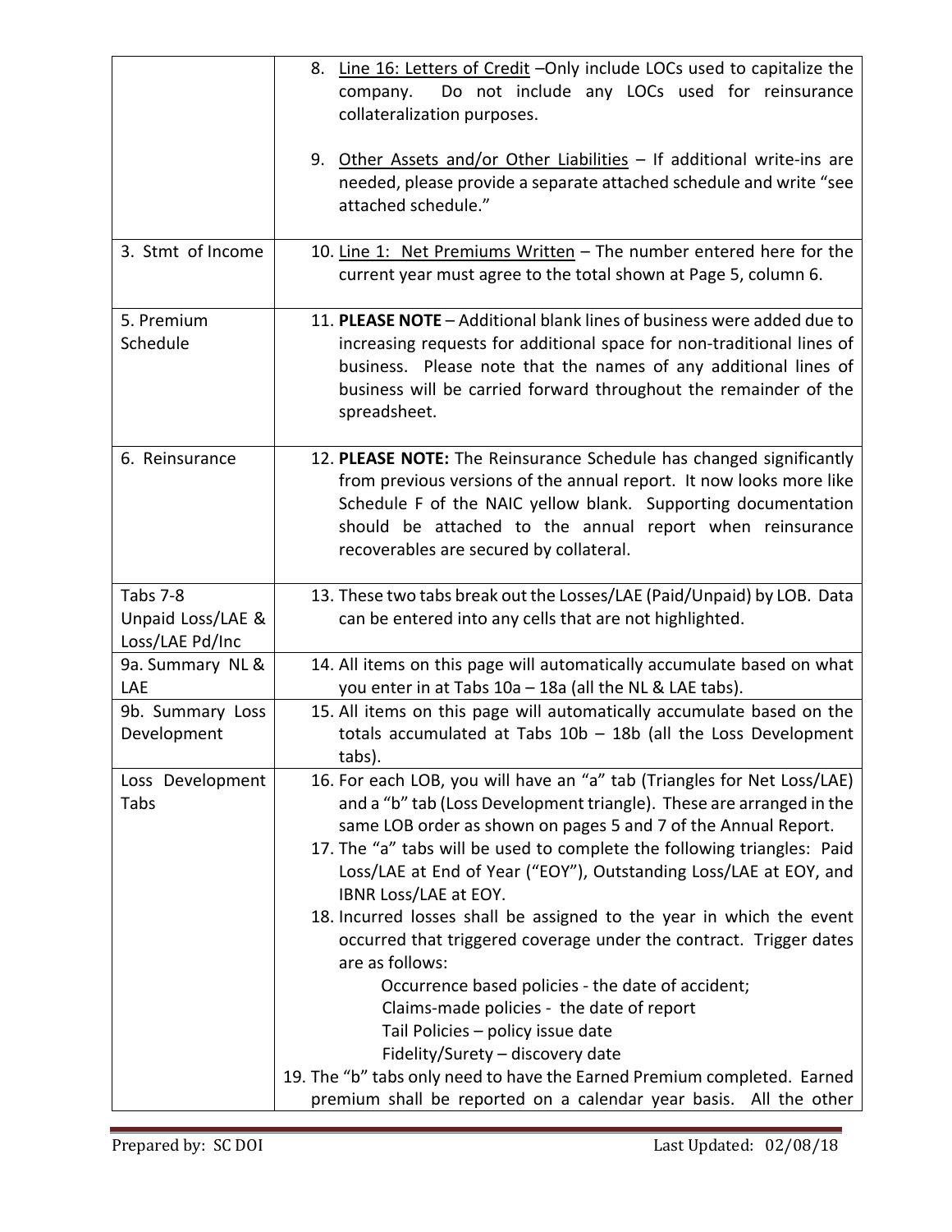| | |
|---|---|
| | 8. Line 16: Letters of Credit –Only include LOCs used to capitalize the company. Do not include any LOCs used for reinsurance collateralization purposes.<br><br>9. Other Assets and/or Other Liabilities – If additional write-ins are needed, please provide a separate attached schedule and write "see attached schedule." |
| 3. Stmt of Income | 10. Line 1: Net Premiums Written – The number entered here for the current year must agree to the total shown at Page 5, column 6. |
| 5. Premium Schedule | 11. **PLEASE NOTE** – Additional blank lines of business were added due to increasing requests for additional space for non-traditional lines of business. Please note that the names of any additional lines of business will be carried forward throughout the remainder of the spreadsheet. |
| 6. Reinsurance | 12. **PLEASE NOTE:** The Reinsurance Schedule has changed significantly from previous versions of the annual report. It now looks more like Schedule F of the NAIC yellow blank. Supporting documentation should be attached to the annual report when reinsurance recoverables are secured by collateral. |
| Tabs 7-8 Unpaid Loss/LAE & Loss/LAE Pd/Inc | 13. These two tabs break out the Losses/LAE (Paid/Unpaid) by LOB. Data can be entered into any cells that are not highlighted. |
| 9a. Summary NL & LAE | 14. All items on this page will automatically accumulate based on what you enter in at Tabs 10a – 18a (all the NL & LAE tabs). |
| 9b. Summary Loss Development | 15. All items on this page will automatically accumulate based on the totals accumulated at Tabs 10b – 18b (all the Loss Development tabs). |
| Loss Development Tabs | 16. For each LOB, you will have an "a" tab (Triangles for Net Loss/LAE) and a "b" tab (Loss Development triangle). These are arranged in the same LOB order as shown on pages 5 and 7 of the Annual Report.<br>17. The "a" tabs will be used to complete the following triangles: Paid Loss/LAE at End of Year ("EOY"), Outstanding Loss/LAE at EOY, and IBNR Loss/LAE at EOY.<br>18. Incurred losses shall be assigned to the year in which the event occurred that triggered coverage under the contract. Trigger dates are as follows:<br>Occurrence based policies - the date of accident;<br>Claims-made policies - the date of report<br>Tail Policies – policy issue date<br>Fidelity/Surety – discovery date<br>19. The "b" tabs only need to have the Earned Premium completed. Earned premium shall be reported on a calendar year basis. All the other |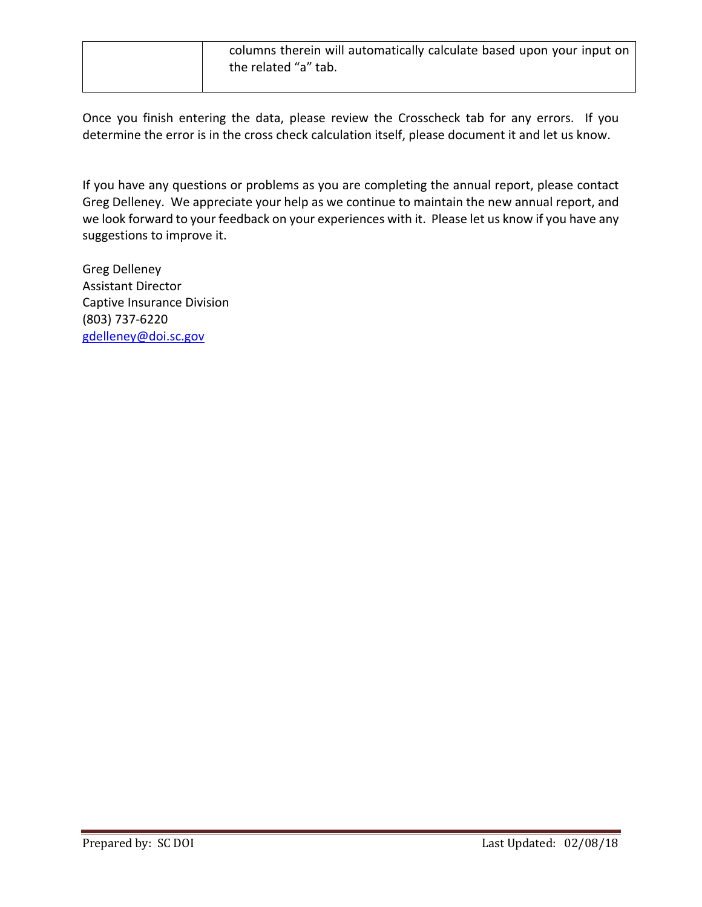| | |
|---|---|
| | columns therein will automatically calculate based upon your input on the related "a" tab. |

Once you finish entering the data, please review the Crosscheck tab for any errors. If you determine the error is in the cross check calculation itself, please document it and let us know.

If you have any questions or problems as you are completing the annual report, please contact Greg Delleney. We appreciate your help as we continue to maintain the new annual report, and we look forward to your feedback on your experiences with it. Please let us know if you have any suggestions to improve it.

Greg Delleney
Assistant Director
Captive Insurance Division
(803) 737-6220
gdelleney@doi.sc.gov